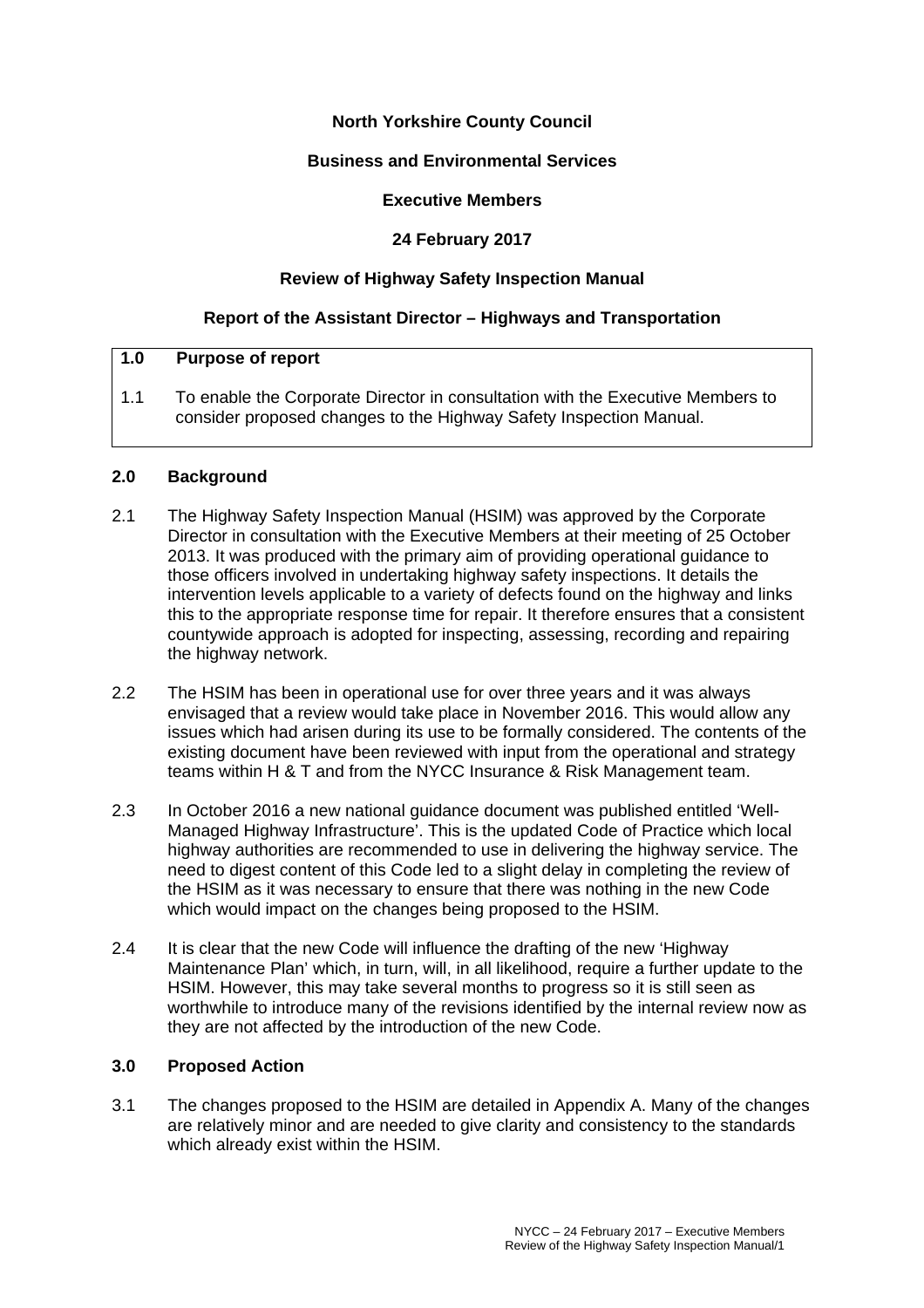**North Yorkshire County Council**

**Business and Environmental Services**

**Executive Members**

**24 February 2017**

**Review of Highway Safety Inspection Manual**

**Report of the Assistant Director – Highways and Transportation**

## 1.0 Purpose of report

1.1 To enable the Corporate Director in consultation with the Executive Members to consider proposed changes to the Highway Safety Inspection Manual.

## 2.0 Background

2.1 The Highway Safety Inspection Manual (HSIM) was approved by the Corporate Director in consultation with the Executive Members at their meeting of 25 October 2013. It was produced with the primary aim of providing operational guidance to those officers involved in undertaking highway safety inspections. It details the intervention levels applicable to a variety of defects found on the highway and links this to the appropriate response time for repair. It therefore ensures that a consistent countywide approach is adopted for inspecting, assessing, recording and repairing the highway network.

2.2 The HSIM has been in operational use for over three years and it was always envisaged that a review would take place in November 2016. This would allow any issues which had arisen during its use to be formally considered. The contents of the existing document have been reviewed with input from the operational and strategy teams within H & T and from the NYCC Insurance & Risk Management team.

2.3 In October 2016 a new national guidance document was published entitled 'Well-Managed Highway Infrastructure'. This is the updated Code of Practice which local highway authorities are recommended to use in delivering the highway service. The need to digest content of this Code led to a slight delay in completing the review of the HSIM as it was necessary to ensure that there was nothing in the new Code which would impact on the changes being proposed to the HSIM.

2.4 It is clear that the new Code will influence the drafting of the new 'Highway Maintenance Plan' which, in turn, will, in all likelihood, require a further update to the HSIM. However, this may take several months to progress so it is still seen as worthwhile to introduce many of the revisions identified by the internal review now as they are not affected by the introduction of the new Code.

## 3.0 Proposed Action

3.1 The changes proposed to the HSIM are detailed in Appendix A. Many of the changes are relatively minor and are needed to give clarity and consistency to the standards which already exist within the HSIM.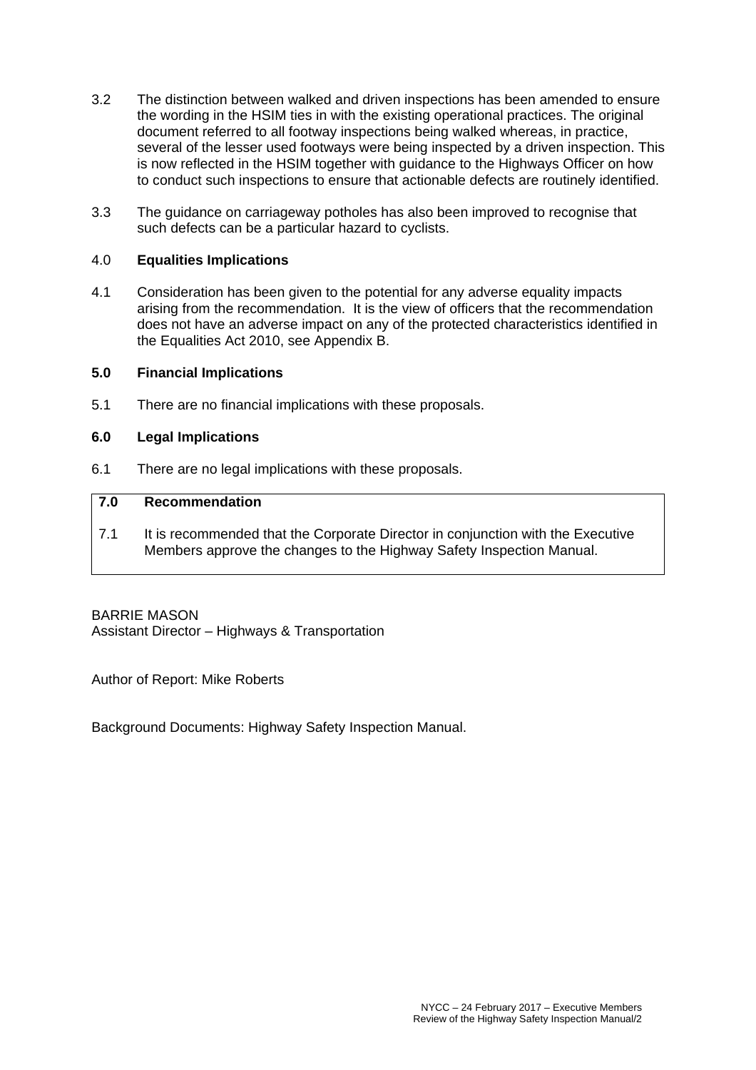3.2 The distinction between walked and driven inspections has been amended to ensure the wording in the HSIM ties in with the existing operational practices. The original document referred to all footway inspections being walked whereas, in practice, several of the lesser used footways were being inspected by a driven inspection. This is now reflected in the HSIM together with guidance to the Highways Officer on how to conduct such inspections to ensure that actionable defects are routinely identified.

3.3 The guidance on carriageway potholes has also been improved to recognise that such defects can be a particular hazard to cyclists.

## 4.0 Equalities Implications

4.1 Consideration has been given to the potential for any adverse equality impacts arising from the recommendation. It is the view of officers that the recommendation does not have an adverse impact on any of the protected characteristics identified in the Equalities Act 2010, see Appendix B.

## 5.0 Financial Implications

5.1 There are no financial implications with these proposals.

## 6.0 Legal Implications

6.1 There are no legal implications with these proposals.

## 7.0 Recommendation

7.1 It is recommended that the Corporate Director in conjunction with the Executive Members approve the changes to the Highway Safety Inspection Manual.

BARRIE MASON
Assistant Director – Highways & Transportation

Author of Report: Mike Roberts

Background Documents: Highway Safety Inspection Manual.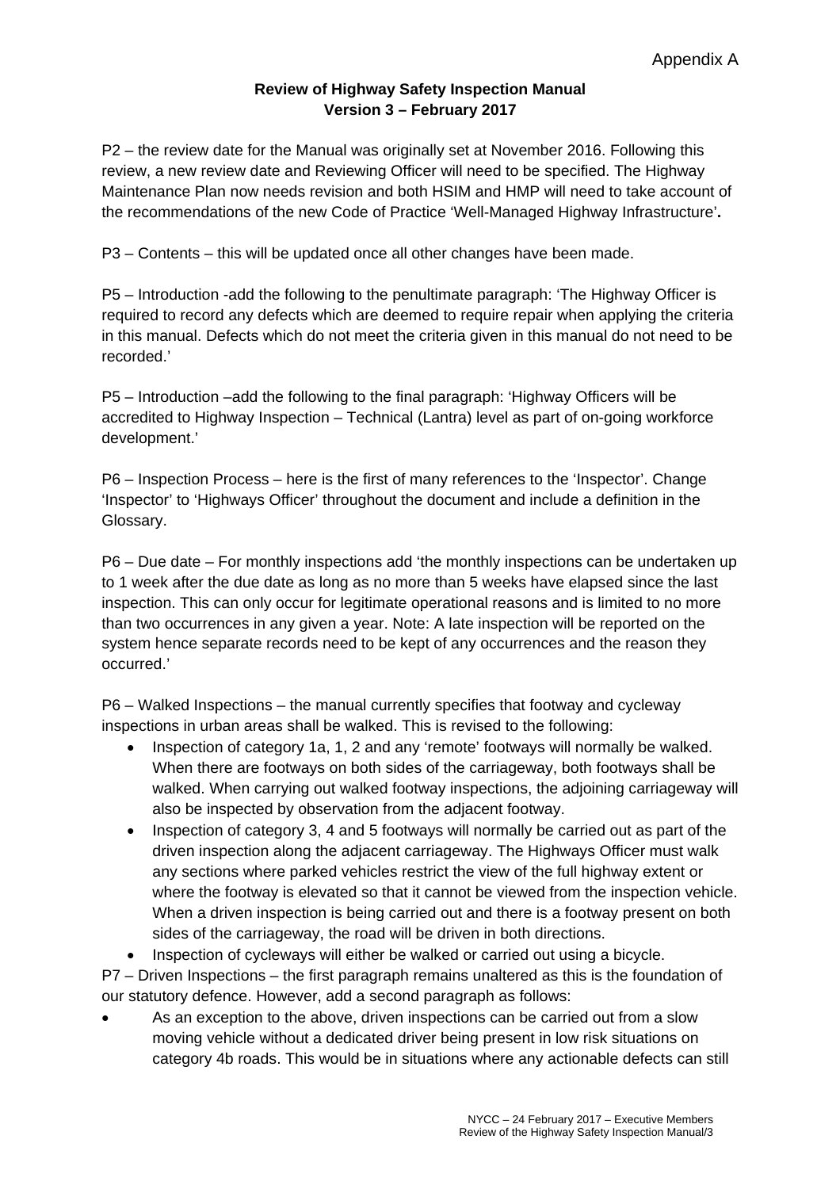Appendix A

**Review of Highway Safety Inspection Manual**
**Version 3 – February 2017**

P2 – the review date for the Manual was originally set at November 2016. Following this review, a new review date and Reviewing Officer will need to be specified. The Highway Maintenance Plan now needs revision and both HSIM and HMP will need to take account of the recommendations of the new Code of Practice 'Well-Managed Highway Infrastructure'**.**

P3 – Contents – this will be updated once all other changes have been made.

P5 – Introduction -add the following to the penultimate paragraph: 'The Highway Officer is required to record any defects which are deemed to require repair when applying the criteria in this manual. Defects which do not meet the criteria given in this manual do not need to be recorded.'

P5 – Introduction –add the following to the final paragraph: 'Highway Officers will be accredited to Highway Inspection – Technical (Lantra) level as part of on-going workforce development.'

P6 – Inspection Process – here is the first of many references to the 'Inspector'. Change 'Inspector' to 'Highways Officer' throughout the document and include a definition in the Glossary.

P6 – Due date – For monthly inspections add 'the monthly inspections can be undertaken up to 1 week after the due date as long as no more than 5 weeks have elapsed since the last inspection. This can only occur for legitimate operational reasons and is limited to no more than two occurrences in any given a year. Note: A late inspection will be reported on the system hence separate records need to be kept of any occurrences and the reason they occurred.'

P6 – Walked Inspections – the manual currently specifies that footway and cycleway inspections in urban areas shall be walked. This is revised to the following:

- Inspection of category 1a, 1, 2 and any 'remote' footways will normally be walked. When there are footways on both sides of the carriageway, both footways shall be walked. When carrying out walked footway inspections, the adjoining carriageway will also be inspected by observation from the adjacent footway.
- Inspection of category 3, 4 and 5 footways will normally be carried out as part of the driven inspection along the adjacent carriageway. The Highways Officer must walk any sections where parked vehicles restrict the view of the full highway extent or where the footway is elevated so that it cannot be viewed from the inspection vehicle. When a driven inspection is being carried out and there is a footway present on both sides of the carriageway, the road will be driven in both directions.
- Inspection of cycleways will either be walked or carried out using a bicycle.

P7 – Driven Inspections – the first paragraph remains unaltered as this is the foundation of our statutory defence. However, add a second paragraph as follows:

- As an exception to the above, driven inspections can be carried out from a slow moving vehicle without a dedicated driver being present in low risk situations on category 4b roads. This would be in situations where any actionable defects can still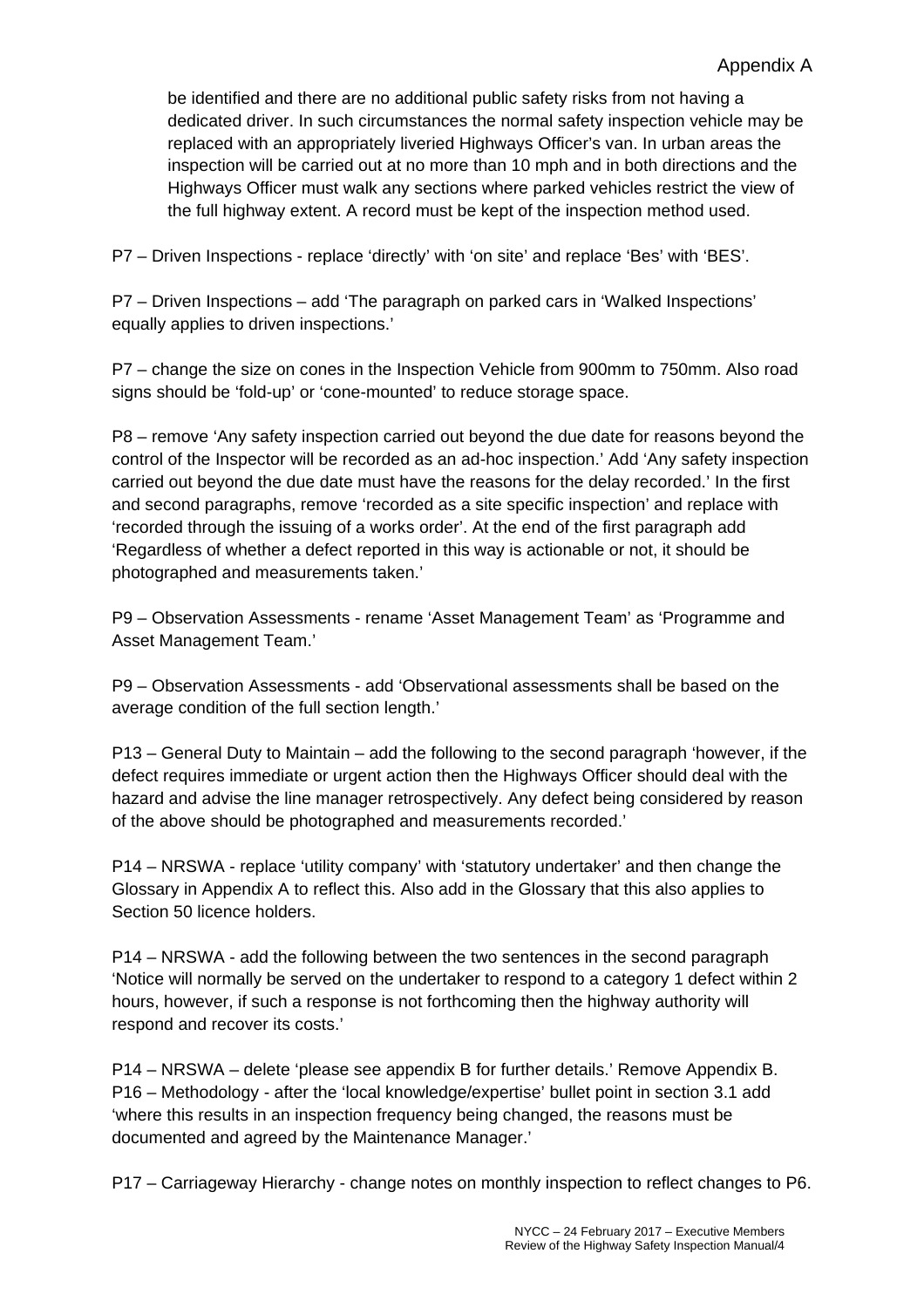be identified and there are no additional public safety risks from not having a dedicated driver. In such circumstances the normal safety inspection vehicle may be replaced with an appropriately liveried Highways Officer's van. In urban areas the inspection will be carried out at no more than 10 mph and in both directions and the Highways Officer must walk any sections where parked vehicles restrict the view of the full highway extent. A record must be kept of the inspection method used.

P7 – Driven Inspections - replace 'directly' with 'on site' and replace 'Bes' with 'BES'.

P7 – Driven Inspections – add 'The paragraph on parked cars in 'Walked Inspections' equally applies to driven inspections.'

P7 – change the size on cones in the Inspection Vehicle from 900mm to 750mm. Also road signs should be 'fold-up' or 'cone-mounted' to reduce storage space.

P8 – remove 'Any safety inspection carried out beyond the due date for reasons beyond the control of the Inspector will be recorded as an ad-hoc inspection.' Add 'Any safety inspection carried out beyond the due date must have the reasons for the delay recorded.' In the first and second paragraphs, remove 'recorded as a site specific inspection' and replace with 'recorded through the issuing of a works order'. At the end of the first paragraph add 'Regardless of whether a defect reported in this way is actionable or not, it should be photographed and measurements taken.'

P9 – Observation Assessments - rename 'Asset Management Team' as 'Programme and Asset Management Team.'

P9 – Observation Assessments - add 'Observational assessments shall be based on the average condition of the full section length.'

P13 – General Duty to Maintain – add the following to the second paragraph 'however, if the defect requires immediate or urgent action then the Highways Officer should deal with the hazard and advise the line manager retrospectively. Any defect being considered by reason of the above should be photographed and measurements recorded.'

P14 – NRSWA - replace 'utility company' with 'statutory undertaker' and then change the Glossary in Appendix A to reflect this. Also add in the Glossary that this also applies to Section 50 licence holders.

P14 – NRSWA - add the following between the two sentences in the second paragraph 'Notice will normally be served on the undertaker to respond to a category 1 defect within 2 hours, however, if such a response is not forthcoming then the highway authority will respond and recover its costs.'

P14 – NRSWA – delete 'please see appendix B for further details.' Remove Appendix B.
P16 – Methodology - after the 'local knowledge/expertise' bullet point in section 3.1 add 'where this results in an inspection frequency being changed, the reasons must be documented and agreed by the Maintenance Manager.'

P17 – Carriageway Hierarchy - change notes on monthly inspection to reflect changes to P6.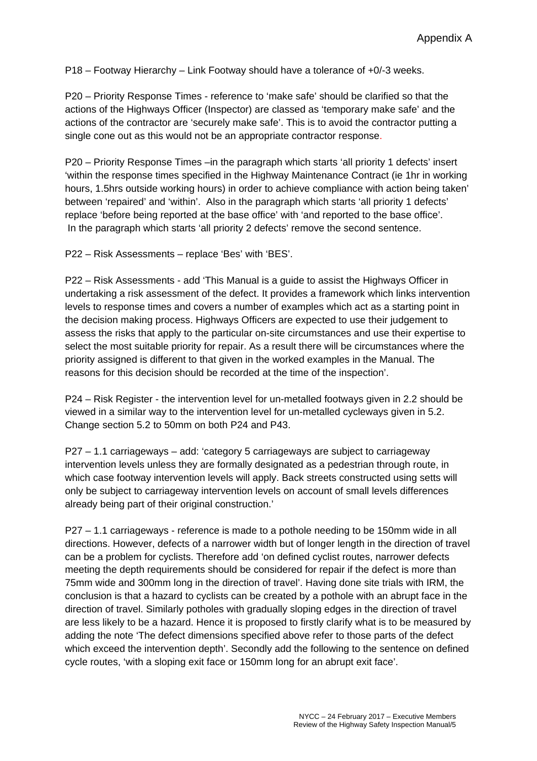P18 – Footway Hierarchy – Link Footway should have a tolerance of +0/-3 weeks.

P20 – Priority Response Times - reference to 'make safe' should be clarified so that the actions of the Highways Officer (Inspector) are classed as 'temporary make safe' and the actions of the contractor are 'securely make safe'. This is to avoid the contractor putting a single cone out as this would not be an appropriate contractor response.

P20 – Priority Response Times –in the paragraph which starts 'all priority 1 defects' insert 'within the response times specified in the Highway Maintenance Contract (ie 1hr in working hours, 1.5hrs outside working hours) in order to achieve compliance with action being taken' between 'repaired' and 'within'. Also in the paragraph which starts 'all priority 1 defects' replace 'before being reported at the base office' with 'and reported to the base office'. In the paragraph which starts 'all priority 2 defects' remove the second sentence.

P22 – Risk Assessments – replace 'Bes' with 'BES'.

P22 – Risk Assessments - add 'This Manual is a guide to assist the Highways Officer in undertaking a risk assessment of the defect. It provides a framework which links intervention levels to response times and covers a number of examples which act as a starting point in the decision making process. Highways Officers are expected to use their judgement to assess the risks that apply to the particular on-site circumstances and use their expertise to select the most suitable priority for repair. As a result there will be circumstances where the priority assigned is different to that given in the worked examples in the Manual. The reasons for this decision should be recorded at the time of the inspection'.

P24 – Risk Register - the intervention level for un-metalled footways given in 2.2 should be viewed in a similar way to the intervention level for un-metalled cycleways given in 5.2. Change section 5.2 to 50mm on both P24 and P43.

P27 – 1.1 carriageways – add: 'category 5 carriageways are subject to carriageway intervention levels unless they are formally designated as a pedestrian through route, in which case footway intervention levels will apply. Back streets constructed using setts will only be subject to carriageway intervention levels on account of small levels differences already being part of their original construction.'

P27 – 1.1 carriageways - reference is made to a pothole needing to be 150mm wide in all directions. However, defects of a narrower width but of longer length in the direction of travel can be a problem for cyclists. Therefore add 'on defined cyclist routes, narrower defects meeting the depth requirements should be considered for repair if the defect is more than 75mm wide and 300mm long in the direction of travel'. Having done site trials with IRM, the conclusion is that a hazard to cyclists can be created by a pothole with an abrupt face in the direction of travel. Similarly potholes with gradually sloping edges in the direction of travel are less likely to be a hazard. Hence it is proposed to firstly clarify what is to be measured by adding the note 'The defect dimensions specified above refer to those parts of the defect which exceed the intervention depth'. Secondly add the following to the sentence on defined cycle routes, 'with a sloping exit face or 150mm long for an abrupt exit face'.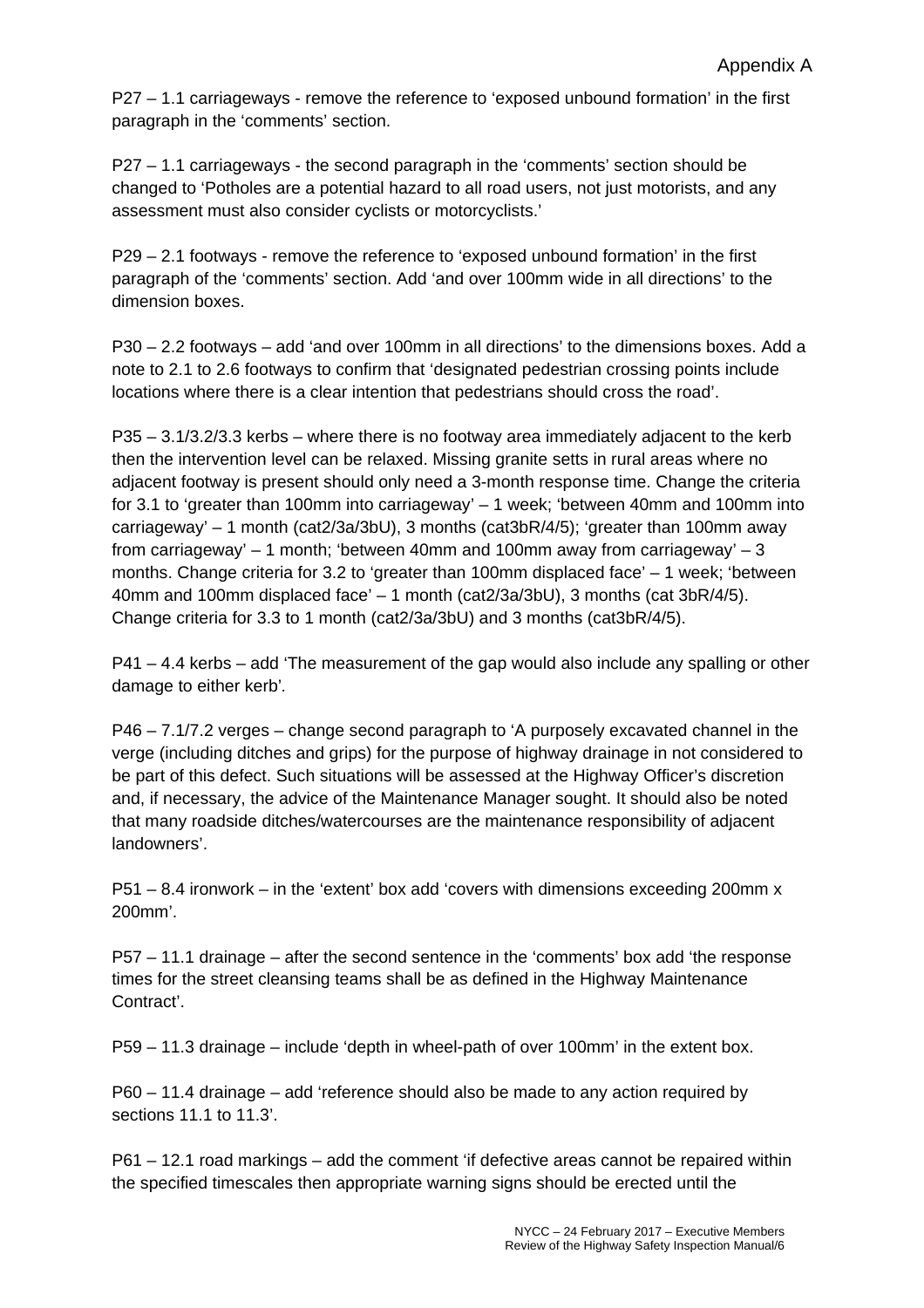Appendix A

P27 – 1.1 carriageways - remove the reference to 'exposed unbound formation' in the first paragraph in the 'comments' section.

P27 – 1.1 carriageways - the second paragraph in the 'comments' section should be changed to 'Potholes are a potential hazard to all road users, not just motorists, and any assessment must also consider cyclists or motorcyclists.'

P29 – 2.1 footways - remove the reference to 'exposed unbound formation' in the first paragraph of the 'comments' section. Add 'and over 100mm wide in all directions' to the dimension boxes.

P30 – 2.2 footways – add 'and over 100mm in all directions' to the dimensions boxes. Add a note to 2.1 to 2.6 footways to confirm that 'designated pedestrian crossing points include locations where there is a clear intention that pedestrians should cross the road'.

P35 – 3.1/3.2/3.3 kerbs – where there is no footway area immediately adjacent to the kerb then the intervention level can be relaxed. Missing granite setts in rural areas where no adjacent footway is present should only need a 3-month response time. Change the criteria for 3.1 to 'greater than 100mm into carriageway' – 1 week; 'between 40mm and 100mm into carriageway' – 1 month (cat2/3a/3bU), 3 months (cat3bR/4/5); 'greater than 100mm away from carriageway' – 1 month; 'between 40mm and 100mm away from carriageway' – 3 months. Change criteria for 3.2 to 'greater than 100mm displaced face' – 1 week; 'between 40mm and 100mm displaced face' – 1 month (cat2/3a/3bU), 3 months (cat 3bR/4/5). Change criteria for 3.3 to 1 month (cat2/3a/3bU) and 3 months (cat3bR/4/5).

P41 – 4.4 kerbs – add 'The measurement of the gap would also include any spalling or other damage to either kerb'.

P46 – 7.1/7.2 verges – change second paragraph to 'A purposely excavated channel in the verge (including ditches and grips) for the purpose of highway drainage in not considered to be part of this defect. Such situations will be assessed at the Highway Officer's discretion and, if necessary, the advice of the Maintenance Manager sought. It should also be noted that many roadside ditches/watercourses are the maintenance responsibility of adjacent landowners'.

P51 – 8.4 ironwork – in the 'extent' box add 'covers with dimensions exceeding 200mm x 200mm'.

P57 – 11.1 drainage – after the second sentence in the 'comments' box add 'the response times for the street cleansing teams shall be as defined in the Highway Maintenance Contract'.

P59 – 11.3 drainage – include 'depth in wheel-path of over 100mm' in the extent box.

P60 – 11.4 drainage – add 'reference should also be made to any action required by sections 11.1 to 11.3'.

P61 – 12.1 road markings – add the comment 'if defective areas cannot be repaired within the specified timescales then appropriate warning signs should be erected until the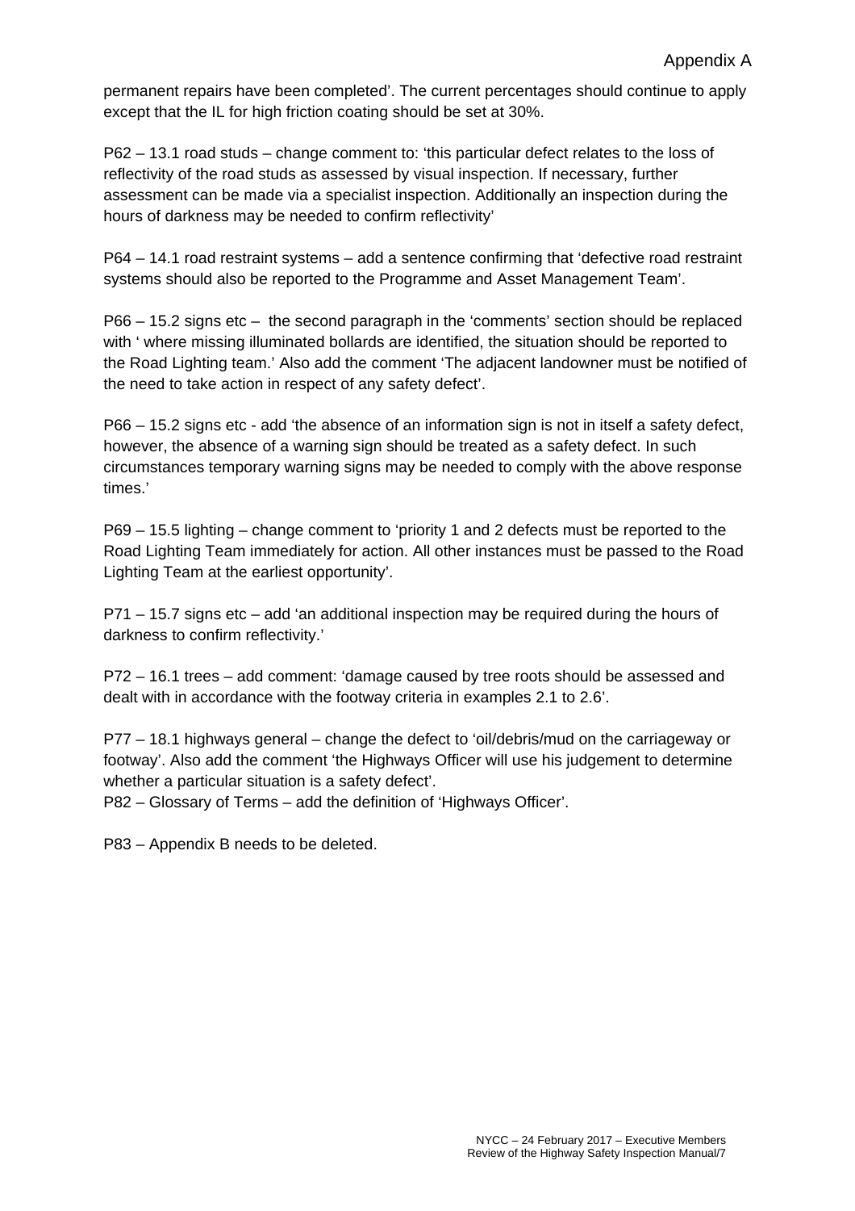permanent repairs have been completed'. The current percentages should continue to apply except that the IL for high friction coating should be set at 30%.

P62 – 13.1 road studs – change comment to: 'this particular defect relates to the loss of reflectivity of the road studs as assessed by visual inspection. If necessary, further assessment can be made via a specialist inspection. Additionally an inspection during the hours of darkness may be needed to confirm reflectivity'

P64 – 14.1 road restraint systems – add a sentence confirming that 'defective road restraint systems should also be reported to the Programme and Asset Management Team'.

P66 – 15.2 signs etc – the second paragraph in the 'comments' section should be replaced with ' where missing illuminated bollards are identified, the situation should be reported to the Road Lighting team.' Also add the comment 'The adjacent landowner must be notified of the need to take action in respect of any safety defect'.

P66 – 15.2 signs etc - add 'the absence of an information sign is not in itself a safety defect, however, the absence of a warning sign should be treated as a safety defect. In such circumstances temporary warning signs may be needed to comply with the above response times.'

P69 – 15.5 lighting – change comment to 'priority 1 and 2 defects must be reported to the Road Lighting Team immediately for action. All other instances must be passed to the Road Lighting Team at the earliest opportunity'.

P71 – 15.7 signs etc – add 'an additional inspection may be required during the hours of darkness to confirm reflectivity.'

P72 – 16.1 trees – add comment: 'damage caused by tree roots should be assessed and dealt with in accordance with the footway criteria in examples 2.1 to 2.6'.

P77 – 18.1 highways general – change the defect to 'oil/debris/mud on the carriageway or footway'. Also add the comment 'the Highways Officer will use his judgement to determine whether a particular situation is a safety defect'.

P82 – Glossary of Terms – add the definition of 'Highways Officer'.

P83 – Appendix B needs to be deleted.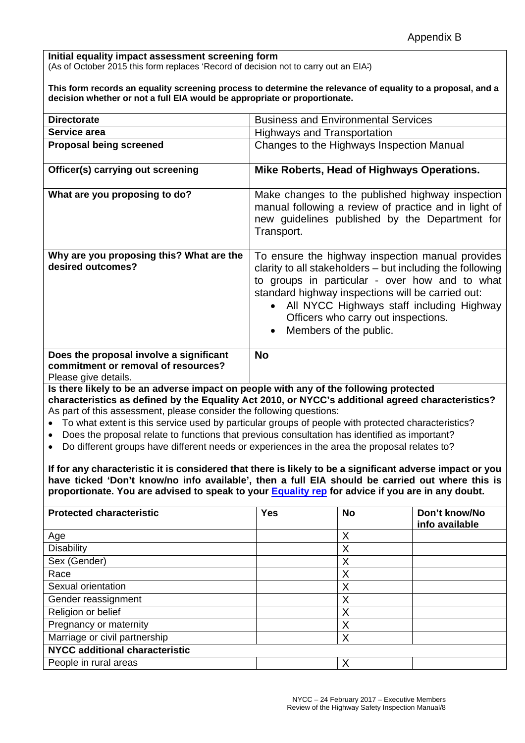Appendix B

**Initial equality impact assessment screening form**
(As of October 2015 this form replaces 'Record of decision not to carry out an EIA')

**This form records an equality screening process to determine the relevance of equality to a proposal, and a decision whether or not a full EIA would be appropriate or proportionate.**

| | |
|---|---|
| **Directorate** | Business and Environmental Services |
| **Service area** | Highways and Transportation |
| **Proposal being screened** | Changes to the Highways Inspection Manual |
| **Officer(s) carrying out screening** | **Mike Roberts, Head of Highways Operations.** |
| **What are you proposing to do?** | Make changes to the published highway inspection manual following a review of practice and in light of new guidelines published by the Department for Transport. |
| **Why are you proposing this? What are the desired outcomes?** | To ensure the highway inspection manual provides clarity to all stakeholders – but including the following to groups in particular - over how and to what standard highway inspections will be carried out:<br>• All NYCC Highways staff including Highway Officers who carry out inspections.<br>• Members of the public. |
| **Does the proposal involve a significant commitment or removal of resources?** Please give details. | **No** |

**Is there likely to be an adverse impact on people with any of the following protected characteristics as defined by the Equality Act 2010, or NYCC's additional agreed characteristics?**
As part of this assessment, please consider the following questions:

- To what extent is this service used by particular groups of people with protected characteristics?
- Does the proposal relate to functions that previous consultation has identified as important?
- Do different groups have different needs or experiences in the area the proposal relates to?

**If for any characteristic it is considered that there is likely to be a significant adverse impact or you have ticked 'Don't know/no info available', then a full EIA should be carried out where this is proportionate. You are advised to speak to your Equality rep for advice if you are in any doubt.**

| Protected characteristic | Yes | No | Don't know/No info available |
|---|---|---|---|
| Age | | X | |
| Disability | | X | |
| Sex (Gender) | | X | |
| Race | | X | |
| Sexual orientation | | X | |
| Gender reassignment | | X | |
| Religion or belief | | X | |
| Pregnancy or maternity | | X | |
| Marriage or civil partnership | | X | |
| **NYCC additional characteristic** | | | |
| People in rural areas | | X | |

NYCC – 24 February 2017 – Executive Members
Review of the Highway Safety Inspection Manual/8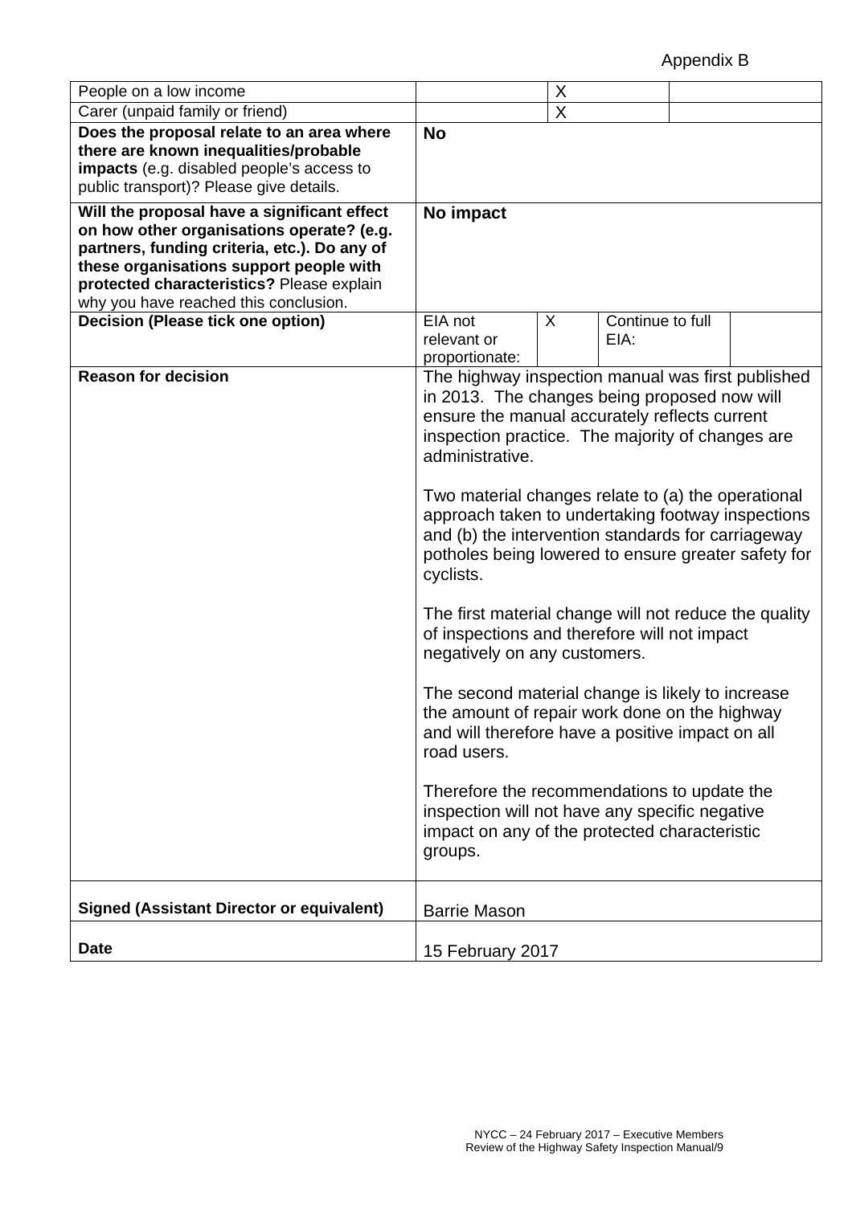Appendix B

| | | | | |
|---|---|---|---|---|
| People on a low income | | X | | |
| Carer (unpaid family or friend) | | X | | |
| **Does the proposal relate to an area where there are known inequalities/probable impacts** (e.g. disabled people's access to public transport)? Please give details. | **No** | | | |
| **Will the proposal have a significant effect on how other organisations operate? (e.g. partners, funding criteria, etc.). Do any of these organisations support people with protected characteristics?** Please explain why you have reached this conclusion. | **No impact** | | | |
| **Decision (Please tick one option)** | EIA not relevant or proportionate: | X | Continue to full EIA: | |
| **Reason for decision** | The highway inspection manual was first published in 2013. The changes being proposed now will ensure the manual accurately reflects current inspection practice. The majority of changes are administrative.<br><br>Two material changes relate to (a) the operational approach taken to undertaking footway inspections and (b) the intervention standards for carriageway potholes being lowered to ensure greater safety for cyclists.<br><br>The first material change will not reduce the quality of inspections and therefore will not impact negatively on any customers.<br><br>The second material change is likely to increase the amount of repair work done on the highway and will therefore have a positive impact on all road users.<br><br>Therefore the recommendations to update the inspection will not have any specific negative impact on any of the protected characteristic groups. | | | |
| **Signed (Assistant Director or equivalent)** | Barrie Mason | | | |
| **Date** | 15 February 2017 | | | |

NYCC – 24 February 2017 – Executive Members
Review of the Highway Safety Inspection Manual/9